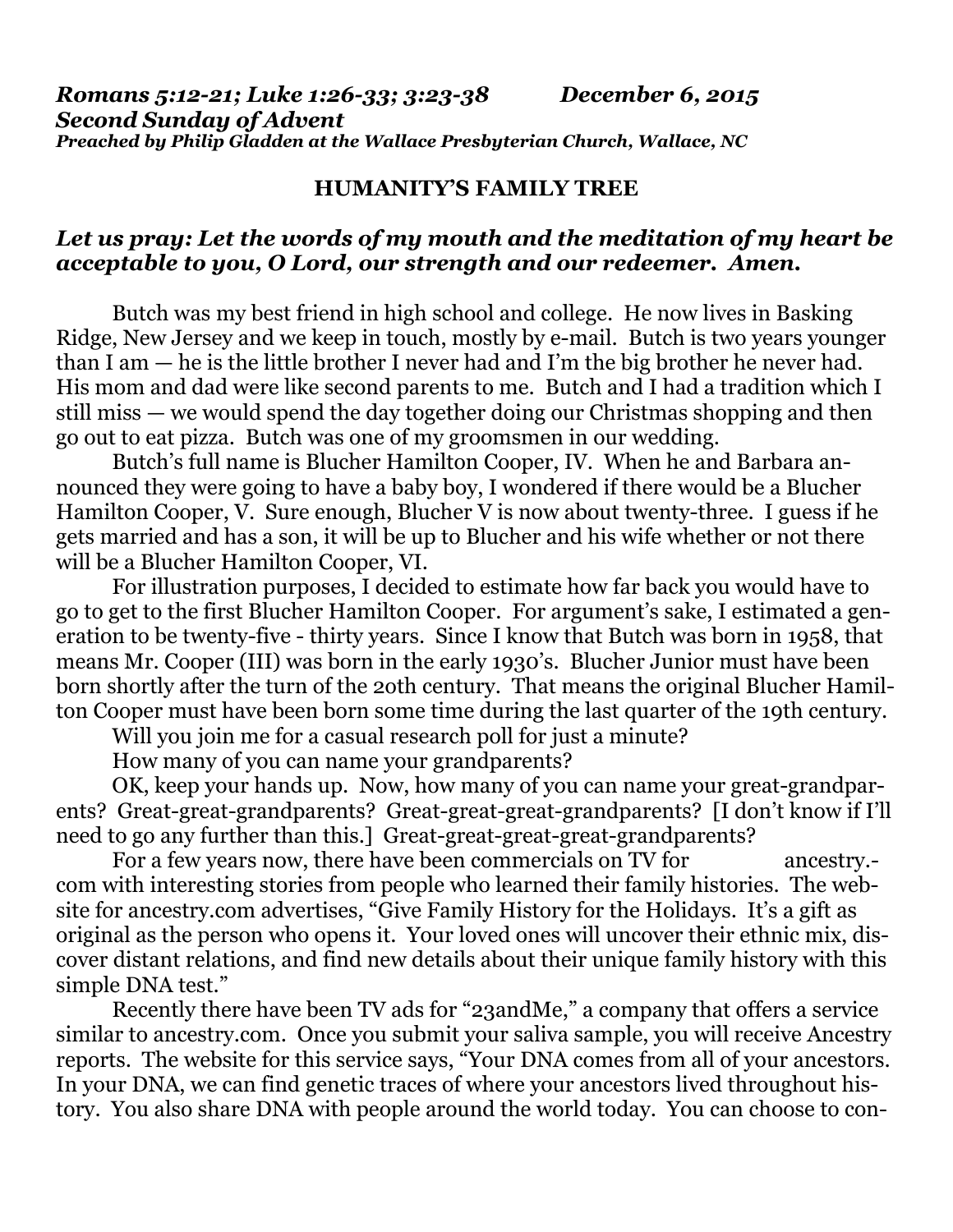*Romans 5:12-21; Luke 1:26-33; 3:23-38* *December 6, 2015*
*Second Sunday of Advent*
*Preached by Philip Gladden at the Wallace Presbyterian Church, Wallace, NC*

## HUMANITY'S FAMILY TREE

***Let us pray: Let the words of my mouth and the meditation of my heart be acceptable to you, O Lord, our strength and our redeemer. Amen.***

Butch was my best friend in high school and college. He now lives in Basking Ridge, New Jersey and we keep in touch, mostly by e-mail. Butch is two years younger than I am — he is the little brother I never had and I'm the big brother he never had. His mom and dad were like second parents to me. Butch and I had a tradition which I still miss — we would spend the day together doing our Christmas shopping and then go out to eat pizza. Butch was one of my groomsmen in our wedding.

Butch's full name is Blucher Hamilton Cooper, IV. When he and Barbara announced they were going to have a baby boy, I wondered if there would be a Blucher Hamilton Cooper, V. Sure enough, Blucher V is now about twenty-three. I guess if he gets married and has a son, it will be up to Blucher and his wife whether or not there will be a Blucher Hamilton Cooper, VI.

For illustration purposes, I decided to estimate how far back you would have to go to get to the first Blucher Hamilton Cooper. For argument's sake, I estimated a generation to be twenty-five - thirty years. Since I know that Butch was born in 1958, that means Mr. Cooper (III) was born in the early 1930's. Blucher Junior must have been born shortly after the turn of the 20th century. That means the original Blucher Hamilton Cooper must have been born some time during the last quarter of the 19th century.

Will you join me for a casual research poll for just a minute?

How many of you can name your grandparents?

OK, keep your hands up. Now, how many of you can name your great-grandparents? Great-great-grandparents? Great-great-great-grandparents? [I don't know if I'll need to go any further than this.] Great-great-great-great-grandparents?

For a few years now, there have been commercials on TV for ancestry.com with interesting stories from people who learned their family histories. The website for ancestry.com advertises, "Give Family History for the Holidays. It's a gift as original as the person who opens it. Your loved ones will uncover their ethnic mix, discover distant relations, and find new details about their unique family history with this simple DNA test."

Recently there have been TV ads for "23andMe," a company that offers a service similar to ancestry.com. Once you submit your saliva sample, you will receive Ancestry reports. The website for this service says, "Your DNA comes from all of your ancestors. In your DNA, we can find genetic traces of where your ancestors lived throughout history. You also share DNA with people around the world today. You can choose to con-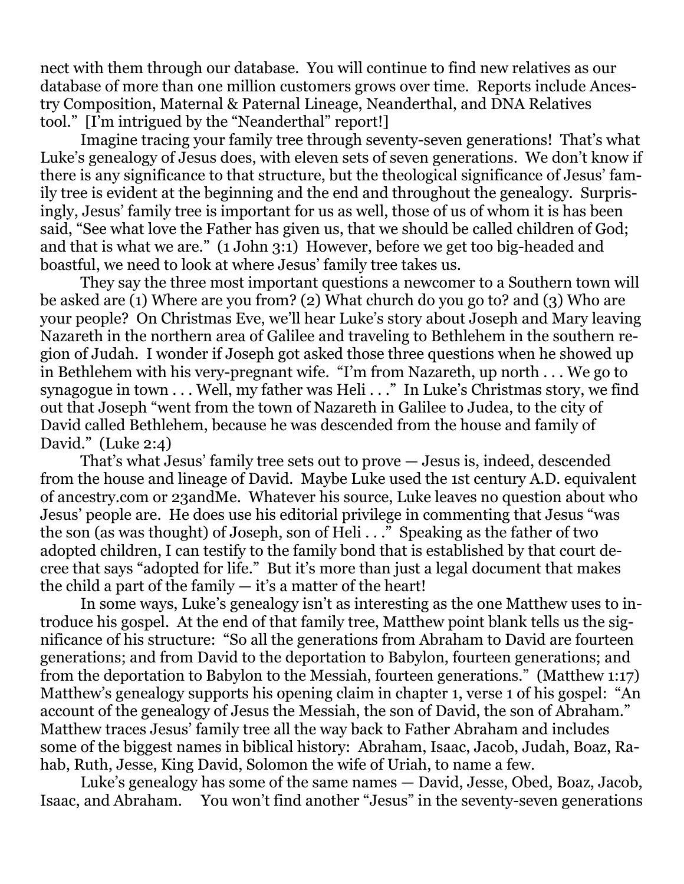nect with them through our database. You will continue to find new relatives as our database of more than one million customers grows over time. Reports include Ancestry Composition, Maternal & Paternal Lineage, Neanderthal, and DNA Relatives tool." [I'm intrigued by the "Neanderthal" report!]

Imagine tracing your family tree through seventy-seven generations! That's what Luke's genealogy of Jesus does, with eleven sets of seven generations. We don't know if there is any significance to that structure, but the theological significance of Jesus' family tree is evident at the beginning and the end and throughout the genealogy. Surprisingly, Jesus' family tree is important for us as well, those of us of whom it is has been said, "See what love the Father has given us, that we should be called children of God; and that is what we are." (1 John 3:1) However, before we get too big-headed and boastful, we need to look at where Jesus' family tree takes us.

They say the three most important questions a newcomer to a Southern town will be asked are (1) Where are you from? (2) What church do you go to? and (3) Who are your people? On Christmas Eve, we'll hear Luke's story about Joseph and Mary leaving Nazareth in the northern area of Galilee and traveling to Bethlehem in the southern region of Judah. I wonder if Joseph got asked those three questions when he showed up in Bethlehem with his very-pregnant wife. "I'm from Nazareth, up north . . . We go to synagogue in town . . . Well, my father was Heli . . ." In Luke's Christmas story, we find out that Joseph "went from the town of Nazareth in Galilee to Judea, to the city of David called Bethlehem, because he was descended from the house and family of David." (Luke 2:4)

That's what Jesus' family tree sets out to prove — Jesus is, indeed, descended from the house and lineage of David. Maybe Luke used the 1st century A.D. equivalent of ancestry.com or 23andMe. Whatever his source, Luke leaves no question about who Jesus' people are. He does use his editorial privilege in commenting that Jesus "was the son (as was thought) of Joseph, son of Heli . . ." Speaking as the father of two adopted children, I can testify to the family bond that is established by that court decree that says "adopted for life." But it's more than just a legal document that makes the child a part of the family — it's a matter of the heart!

In some ways, Luke's genealogy isn't as interesting as the one Matthew uses to introduce his gospel. At the end of that family tree, Matthew point blank tells us the significance of his structure: "So all the generations from Abraham to David are fourteen generations; and from David to the deportation to Babylon, fourteen generations; and from the deportation to Babylon to the Messiah, fourteen generations." (Matthew 1:17) Matthew's genealogy supports his opening claim in chapter 1, verse 1 of his gospel: "An account of the genealogy of Jesus the Messiah, the son of David, the son of Abraham." Matthew traces Jesus' family tree all the way back to Father Abraham and includes some of the biggest names in biblical history: Abraham, Isaac, Jacob, Judah, Boaz, Rahab, Ruth, Jesse, King David, Solomon the wife of Uriah, to name a few.

Luke's genealogy has some of the same names — David, Jesse, Obed, Boaz, Jacob, Isaac, and Abraham. You won't find another "Jesus" in the seventy-seven generations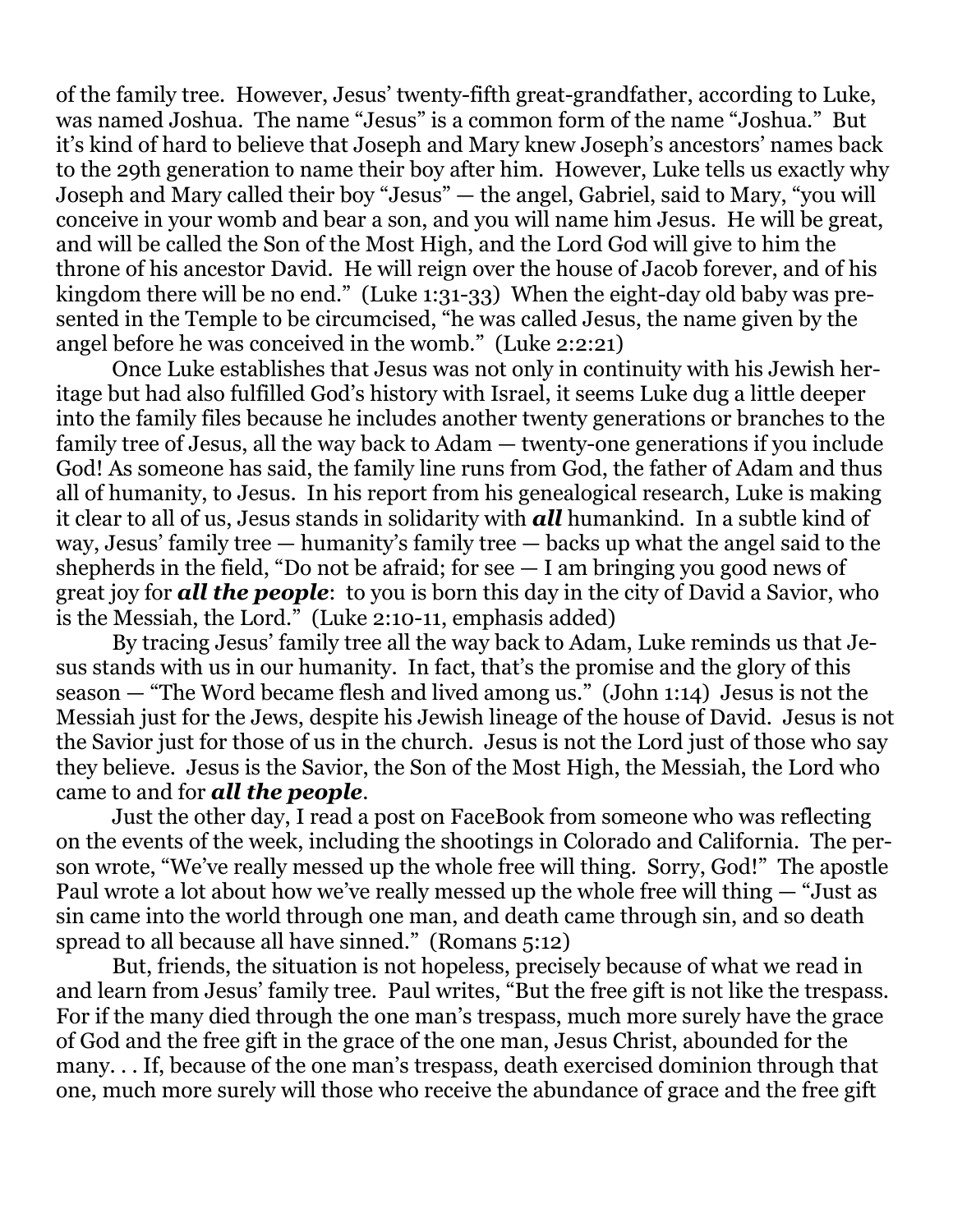of the family tree. However, Jesus' twenty-fifth great-grandfather, according to Luke, was named Joshua. The name "Jesus" is a common form of the name "Joshua." But it's kind of hard to believe that Joseph and Mary knew Joseph's ancestors' names back to the 29th generation to name their boy after him. However, Luke tells us exactly why Joseph and Mary called their boy "Jesus" — the angel, Gabriel, said to Mary, "you will conceive in your womb and bear a son, and you will name him Jesus. He will be great, and will be called the Son of the Most High, and the Lord God will give to him the throne of his ancestor David. He will reign over the house of Jacob forever, and of his kingdom there will be no end." (Luke 1:31-33) When the eight-day old baby was presented in the Temple to be circumcised, "he was called Jesus, the name given by the angel before he was conceived in the womb." (Luke 2:2:21)

Once Luke establishes that Jesus was not only in continuity with his Jewish heritage but had also fulfilled God's history with Israel, it seems Luke dug a little deeper into the family files because he includes another twenty generations or branches to the family tree of Jesus, all the way back to Adam — twenty-one generations if you include God! As someone has said, the family line runs from God, the father of Adam and thus all of humanity, to Jesus. In his report from his genealogical research, Luke is making it clear to all of us, Jesus stands in solidarity with ***all*** humankind. In a subtle kind of way, Jesus' family tree — humanity's family tree — backs up what the angel said to the shepherds in the field, "Do not be afraid; for see — I am bringing you good news of great joy for ***all the people***: to you is born this day in the city of David a Savior, who is the Messiah, the Lord." (Luke 2:10-11, emphasis added)

By tracing Jesus' family tree all the way back to Adam, Luke reminds us that Jesus stands with us in our humanity. In fact, that's the promise and the glory of this season — "The Word became flesh and lived among us." (John 1:14) Jesus is not the Messiah just for the Jews, despite his Jewish lineage of the house of David. Jesus is not the Savior just for those of us in the church. Jesus is not the Lord just of those who say they believe. Jesus is the Savior, the Son of the Most High, the Messiah, the Lord who came to and for ***all the people***.

Just the other day, I read a post on FaceBook from someone who was reflecting on the events of the week, including the shootings in Colorado and California. The person wrote, "We've really messed up the whole free will thing. Sorry, God!" The apostle Paul wrote a lot about how we've really messed up the whole free will thing — "Just as sin came into the world through one man, and death came through sin, and so death spread to all because all have sinned." (Romans 5:12)

But, friends, the situation is not hopeless, precisely because of what we read in and learn from Jesus' family tree. Paul writes, "But the free gift is not like the trespass. For if the many died through the one man's trespass, much more surely have the grace of God and the free gift in the grace of the one man, Jesus Christ, abounded for the many. . . If, because of the one man's trespass, death exercised dominion through that one, much more surely will those who receive the abundance of grace and the free gift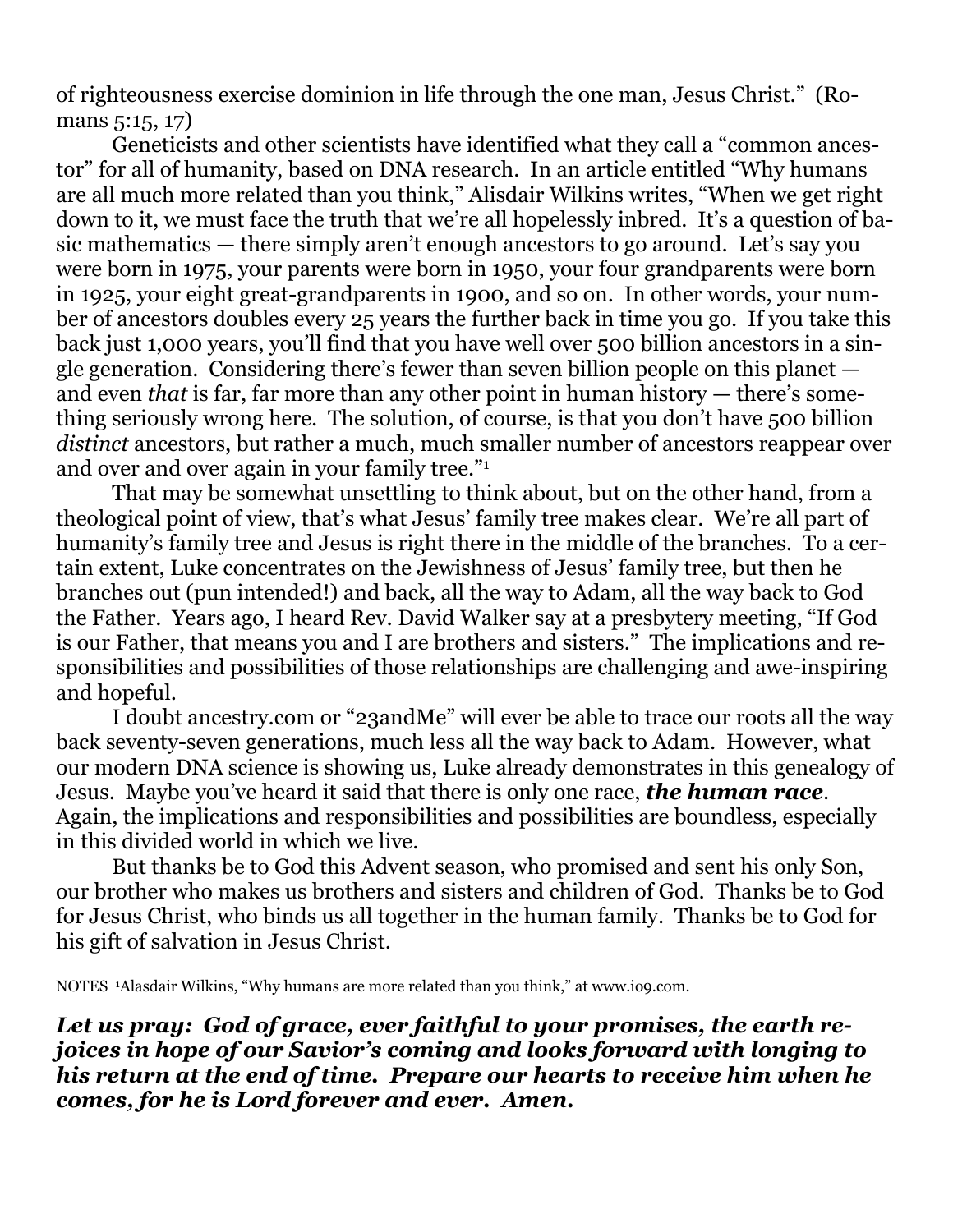of righteousness exercise dominion in life through the one man, Jesus Christ." (Romans 5:15, 17)

Geneticists and other scientists have identified what they call a "common ancestor" for all of humanity, based on DNA research. In an article entitled "Why humans are all much more related than you think," Alisdair Wilkins writes, "When we get right down to it, we must face the truth that we're all hopelessly inbred. It's a question of basic mathematics — there simply aren't enough ancestors to go around. Let's say you were born in 1975, your parents were born in 1950, your four grandparents were born in 1925, your eight great-grandparents in 1900, and so on. In other words, your number of ancestors doubles every 25 years the further back in time you go. If you take this back just 1,000 years, you'll find that you have well over 500 billion ancestors in a single generation. Considering there's fewer than seven billion people on this planet — and even *that* is far, far more than any other point in human history — there's something seriously wrong here. The solution, of course, is that you don't have 500 billion *distinct* ancestors, but rather a much, much smaller number of ancestors reappear over and over and over again in your family tree."[1]

That may be somewhat unsettling to think about, but on the other hand, from a theological point of view, that's what Jesus' family tree makes clear. We're all part of humanity's family tree and Jesus is right there in the middle of the branches. To a certain extent, Luke concentrates on the Jewishness of Jesus' family tree, but then he branches out (pun intended!) and back, all the way to Adam, all the way back to God the Father. Years ago, I heard Rev. David Walker say at a presbytery meeting, "If God is our Father, that means you and I are brothers and sisters." The implications and responsibilities and possibilities of those relationships are challenging and awe-inspiring and hopeful.

I doubt ancestry.com or "23andMe" will ever be able to trace our roots all the way back seventy-seven generations, much less all the way back to Adam. However, what our modern DNA science is showing us, Luke already demonstrates in this genealogy of Jesus. Maybe you've heard it said that there is only one race, ***the human race***. Again, the implications and responsibilities and possibilities are boundless, especially in this divided world in which we live.

But thanks be to God this Advent season, who promised and sent his only Son, our brother who makes us brothers and sisters and children of God. Thanks be to God for Jesus Christ, who binds us all together in the human family. Thanks be to God for his gift of salvation in Jesus Christ.

NOTES [1]Alasdair Wilkins, "Why humans are more related than you think," at www.io9.com.

***Let us pray: God of grace, ever faithful to your promises, the earth rejoices in hope of our Savior's coming and looks forward with longing to his return at the end of time. Prepare our hearts to receive him when he comes, for he is Lord forever and ever. Amen.***